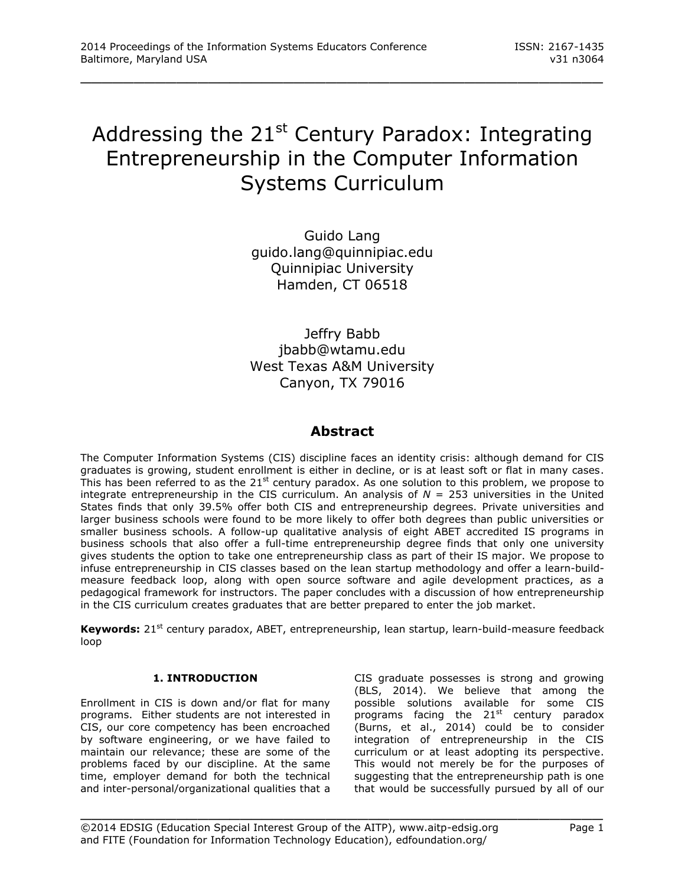# Addressing the 21st Century Paradox: Integrating Entrepreneurship in the Computer Information Systems Curriculum

Guido Lang
guido.lang@quinnipiac.edu
Quinnipiac University
Hamden, CT 06518

Jeffry Babb
jbabb@wtamu.edu
West Texas A&M University
Canyon, TX 79016

## Abstract

The Computer Information Systems (CIS) discipline faces an identity crisis: although demand for CIS graduates is growing, student enrollment is either in decline, or is at least soft or flat in many cases. This has been referred to as the 21st century paradox. As one solution to this problem, we propose to integrate entrepreneurship in the CIS curriculum. An analysis of *N* = 253 universities in the United States finds that only 39.5% offer both CIS and entrepreneurship degrees. Private universities and larger business schools were found to be more likely to offer both degrees than public universities or smaller business schools. A follow-up qualitative analysis of eight ABET accredited IS programs in business schools that also offer a full-time entrepreneurship degree finds that only one university gives students the option to take one entrepreneurship class as part of their IS major. We propose to infuse entrepreneurship in CIS classes based on the lean startup methodology and offer a learn-build-measure feedback loop, along with open source software and agile development practices, as a pedagogical framework for instructors. The paper concludes with a discussion of how entrepreneurship in the CIS curriculum creates graduates that are better prepared to enter the job market.

**Keywords:** 21st century paradox, ABET, entrepreneurship, lean startup, learn-build-measure feedback loop

## 1. INTRODUCTION

Enrollment in CIS is down and/or flat for many programs. Either students are not interested in CIS, our core competency has been encroached by software engineering, or we have failed to maintain our relevance; these are some of the problems faced by our discipline. At the same time, employer demand for both the technical and inter-personal/organizational qualities that a CIS graduate possesses is strong and growing (BLS, 2014). We believe that among the possible solutions available for some CIS programs facing the 21st century paradox (Burns, et al., 2014) could be to consider integration of entrepreneurship in the CIS curriculum or at least adopting its perspective. This would not merely be for the purposes of suggesting that the entrepreneurship path is one that would be successfully pursued by all of our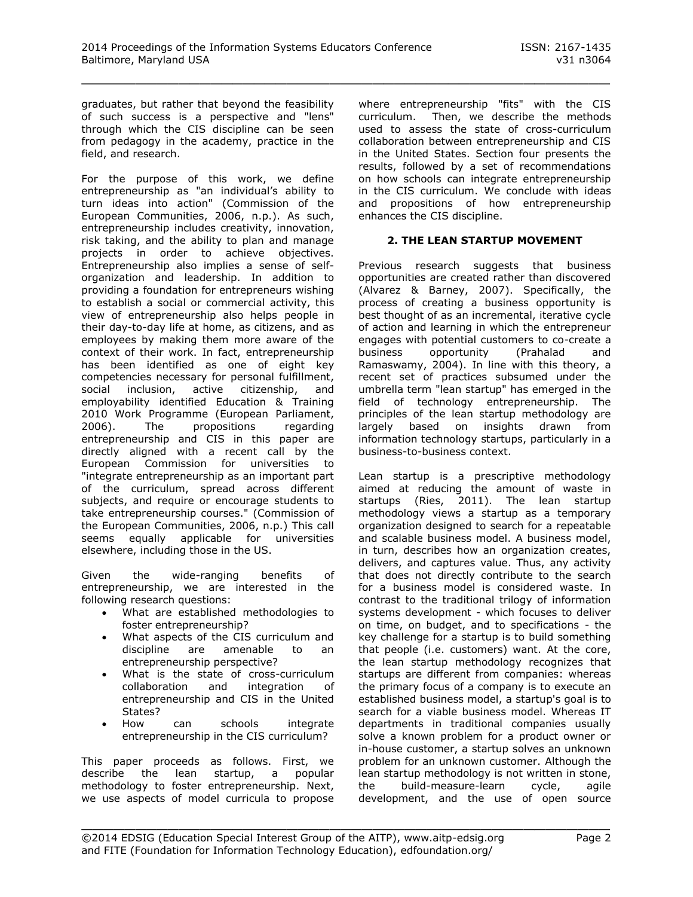graduates, but rather that beyond the feasibility of such success is a perspective and "lens" through which the CIS discipline can be seen from pedagogy in the academy, practice in the field, and research.

For the purpose of this work, we define entrepreneurship as "an individual's ability to turn ideas into action" (Commission of the European Communities, 2006, n.p.). As such, entrepreneurship includes creativity, innovation, risk taking, and the ability to plan and manage projects in order to achieve objectives. Entrepreneurship also implies a sense of self-organization and leadership. In addition to providing a foundation for entrepreneurs wishing to establish a social or commercial activity, this view of entrepreneurship also helps people in their day-to-day life at home, as citizens, and as employees by making them more aware of the context of their work. In fact, entrepreneurship has been identified as one of eight key competencies necessary for personal fulfillment, social inclusion, active citizenship, and employability identified Education & Training 2010 Work Programme (European Parliament, 2006). The propositions regarding entrepreneurship and CIS in this paper are directly aligned with a recent call by the European Commission for universities to "integrate entrepreneurship as an important part of the curriculum, spread across different subjects, and require or encourage students to take entrepreneurship courses." (Commission of the European Communities, 2006, n.p.) This call seems equally applicable for universities elsewhere, including those in the US.

Given the wide-ranging benefits of entrepreneurship, we are interested in the following research questions:

- What are established methodologies to foster entrepreneurship?
- What aspects of the CIS curriculum and discipline are amenable to an entrepreneurship perspective?
- What is the state of cross-curriculum collaboration and integration of entrepreneurship and CIS in the United States?
- How can schools integrate entrepreneurship in the CIS curriculum?

This paper proceeds as follows. First, we describe the lean startup, a popular methodology to foster entrepreneurship. Next, we use aspects of model curricula to propose where entrepreneurship "fits" with the CIS curriculum. Then, we describe the methods used to assess the state of cross-curriculum collaboration between entrepreneurship and CIS in the United States. Section four presents the results, followed by a set of recommendations on how schools can integrate entrepreneurship in the CIS curriculum. We conclude with ideas and propositions of how entrepreneurship enhances the CIS discipline.

## 2. THE LEAN STARTUP MOVEMENT

Previous research suggests that business opportunities are created rather than discovered (Alvarez & Barney, 2007). Specifically, the process of creating a business opportunity is best thought of as an incremental, iterative cycle of action and learning in which the entrepreneur engages with potential customers to co-create a business opportunity (Prahalad and Ramaswamy, 2004). In line with this theory, a recent set of practices subsumed under the umbrella term "lean startup" has emerged in the field of technology entrepreneurship. The principles of the lean startup methodology are largely based on insights drawn from information technology startups, particularly in a business-to-business context.

Lean startup is a prescriptive methodology aimed at reducing the amount of waste in startups (Ries, 2011). The lean startup methodology views a startup as a temporary organization designed to search for a repeatable and scalable business model. A business model, in turn, describes how an organization creates, delivers, and captures value. Thus, any activity that does not directly contribute to the search for a business model is considered waste. In contrast to the traditional trilogy of information systems development - which focuses to deliver on time, on budget, and to specifications - the key challenge for a startup is to build something that people (i.e. customers) want. At the core, the lean startup methodology recognizes that startups are different from companies: whereas the primary focus of a company is to execute an established business model, a startup's goal is to search for a viable business model. Whereas IT departments in traditional companies usually solve a known problem for a product owner or in-house customer, a startup solves an unknown problem for an unknown customer. Although the lean startup methodology is not written in stone, the build-measure-learn cycle, agile development, and the use of open source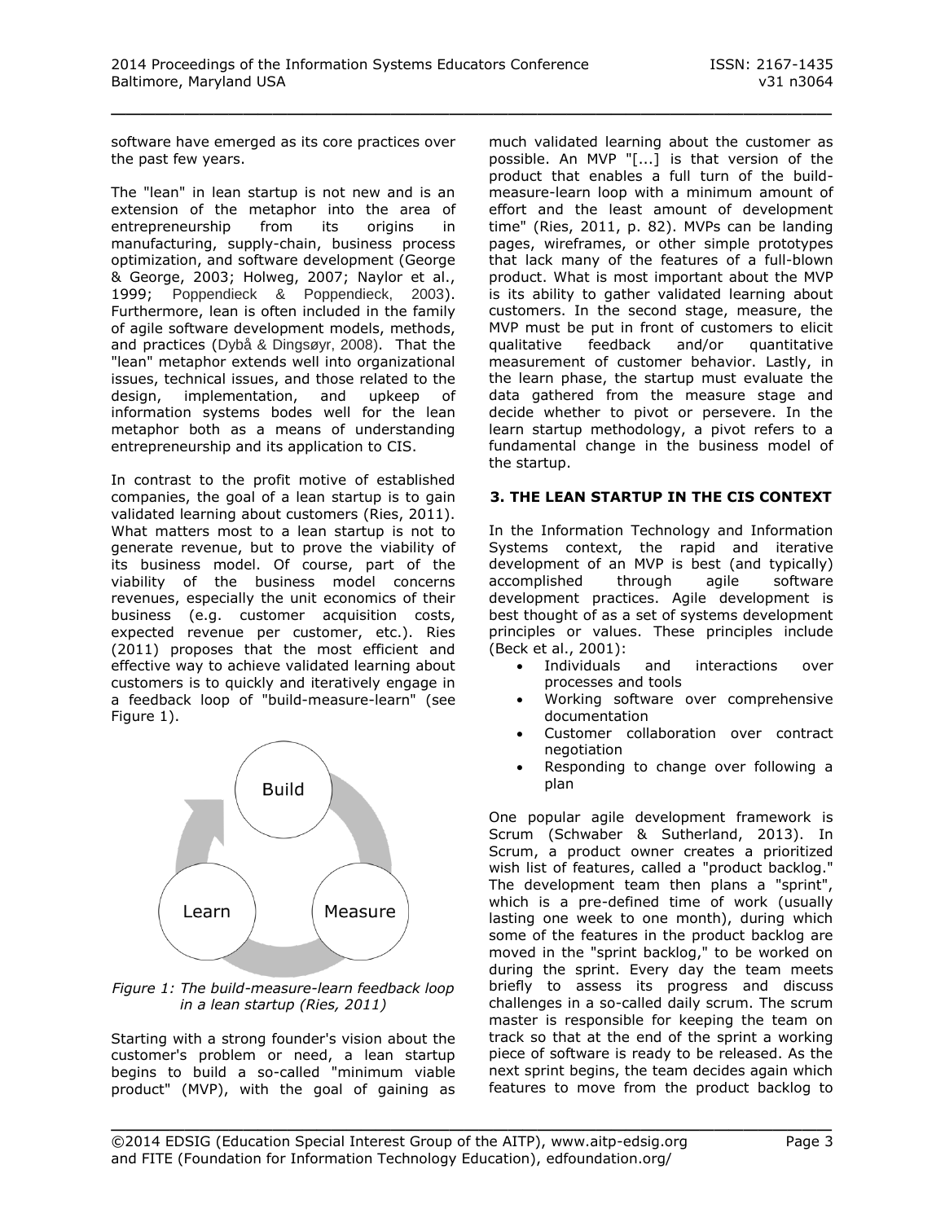software have emerged as its core practices over the past few years.

The "lean" in lean startup is not new and is an extension of the metaphor into the area of entrepreneurship from its origins in manufacturing, supply-chain, business process optimization, and software development (George & George, 2003; Holweg, 2007; Naylor et al., 1999; Poppendieck & Poppendieck, 2003). Furthermore, lean is often included in the family of agile software development models, methods, and practices (Dybå & Dingsøyr, 2008). That the "lean" metaphor extends well into organizational issues, technical issues, and those related to the design, implementation, and upkeep of information systems bodes well for the lean metaphor both as a means of understanding entrepreneurship and its application to CIS.

In contrast to the profit motive of established companies, the goal of a lean startup is to gain validated learning about customers (Ries, 2011). What matters most to a lean startup is not to generate revenue, but to prove the viability of its business model. Of course, part of the viability of the business model concerns revenues, especially the unit economics of their business (e.g. customer acquisition costs, expected revenue per customer, etc.). Ries (2011) proposes that the most efficient and effective way to achieve validated learning about customers is to quickly and iteratively engage in a feedback loop of "build-measure-learn" (see Figure 1).

Build

Learn

Measure

*Figure 1: The build-measure-learn feedback loop in a lean startup (Ries, 2011)*

Starting with a strong founder's vision about the customer's problem or need, a lean startup begins to build a so-called "minimum viable product" (MVP), with the goal of gaining as much validated learning about the customer as possible. An MVP "[...] is that version of the product that enables a full turn of the build-measure-learn loop with a minimum amount of effort and the least amount of development time" (Ries, 2011, p. 82). MVPs can be landing pages, wireframes, or other simple prototypes that lack many of the features of a full-blown product. What is most important about the MVP is its ability to gather validated learning about customers. In the second stage, measure, the MVP must be put in front of customers to elicit qualitative feedback and/or quantitative measurement of customer behavior. Lastly, in the learn phase, the startup must evaluate the data gathered from the measure stage and decide whether to pivot or persevere. In the learn startup methodology, a pivot refers to a fundamental change in the business model of the startup.

## 3. THE LEAN STARTUP IN THE CIS CONTEXT

In the Information Technology and Information Systems context, the rapid and iterative development of an MVP is best (and typically) accomplished through agile software development practices. Agile development is best thought of as a set of systems development principles or values. These principles include (Beck et al., 2001):

- Individuals and interactions over processes and tools
- Working software over comprehensive documentation
- Customer collaboration over contract negotiation
- Responding to change over following a plan

One popular agile development framework is Scrum (Schwaber & Sutherland, 2013). In Scrum, a product owner creates a prioritized wish list of features, called a "product backlog." The development team then plans a "sprint", which is a pre-defined time of work (usually lasting one week to one month), during which some of the features in the product backlog are moved in the "sprint backlog," to be worked on during the sprint. Every day the team meets briefly to assess its progress and discuss challenges in a so-called daily scrum. The scrum master is responsible for keeping the team on track so that at the end of the sprint a working piece of software is ready to be released. As the next sprint begins, the team decides again which features to move from the product backlog to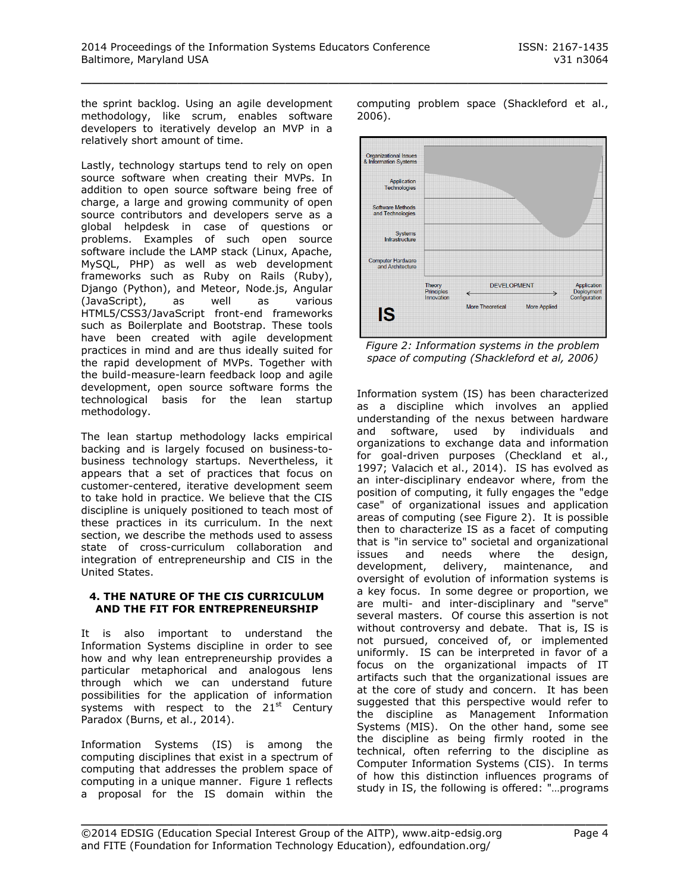the sprint backlog. Using an agile development methodology, like scrum, enables software developers to iteratively develop an MVP in a relatively short amount of time.

Lastly, technology startups tend to rely on open source software when creating their MVPs. In addition to open source software being free of charge, a large and growing community of open source contributors and developers serve as a global helpdesk in case of questions or problems. Examples of such open source software include the LAMP stack (Linux, Apache, MySQL, PHP) as well as web development frameworks such as Ruby on Rails (Ruby), Django (Python), and Meteor, Node.js, Angular (JavaScript), as well as various HTML5/CSS3/JavaScript front-end frameworks such as Boilerplate and Bootstrap. These tools have been created with agile development practices in mind and are thus ideally suited for the rapid development of MVPs. Together with the build-measure-learn feedback loop and agile development, open source software forms the technological basis for the lean startup methodology.

The lean startup methodology lacks empirical backing and is largely focused on business-to-business technology startups. Nevertheless, it appears that a set of practices that focus on customer-centered, iterative development seem to take hold in practice. We believe that the CIS discipline is uniquely positioned to teach most of these practices in its curriculum. In the next section, we describe the methods used to assess state of cross-curriculum collaboration and integration of entrepreneurship and CIS in the United States.

## 4. THE NATURE OF THE CIS CURRICULUM AND THE FIT FOR ENTREPRENEURSHIP

It is also important to understand the Information Systems discipline in order to see how and why lean entrepreneurship provides a particular metaphorical and analogous lens through which we can understand future possibilities for the application of information systems with respect to the 21st Century Paradox (Burns, et al., 2014).

Information Systems (IS) is among the computing disciplines that exist in a spectrum of computing that addresses the problem space of computing in a unique manner. Figure 1 reflects a proposal for the IS domain within the computing problem space (Shackleford et al., 2006).

*Figure 2: Information systems in the problem space of computing (Shackleford et al, 2006)*

Information system (IS) has been characterized as a discipline which involves an applied understanding of the nexus between hardware and software, used by individuals and organizations to exchange data and information for goal-driven purposes (Checkland et al., 1997; Valacich et al., 2014). IS has evolved as an inter-disciplinary endeavor where, from the position of computing, it fully engages the "edge case" of organizational issues and application areas of computing (see Figure 2). It is possible then to characterize IS as a facet of computing that is "in service to" societal and organizational issues and needs where the design, development, delivery, maintenance, and oversight of evolution of information systems is a key focus. In some degree or proportion, we are multi- and inter-disciplinary and "serve" several masters. Of course this assertion is not without controversy and debate. That is, IS is not pursued, conceived of, or implemented uniformly. IS can be interpreted in favor of a focus on the organizational impacts of IT artifacts such that the organizational issues are at the core of study and concern. It has been suggested that this perspective would refer to the discipline as Management Information Systems (MIS). On the other hand, some see the discipline as being firmly rooted in the technical, often referring to the discipline as Computer Information Systems (CIS). In terms of how this distinction influences programs of study in IS, the following is offered: "…programs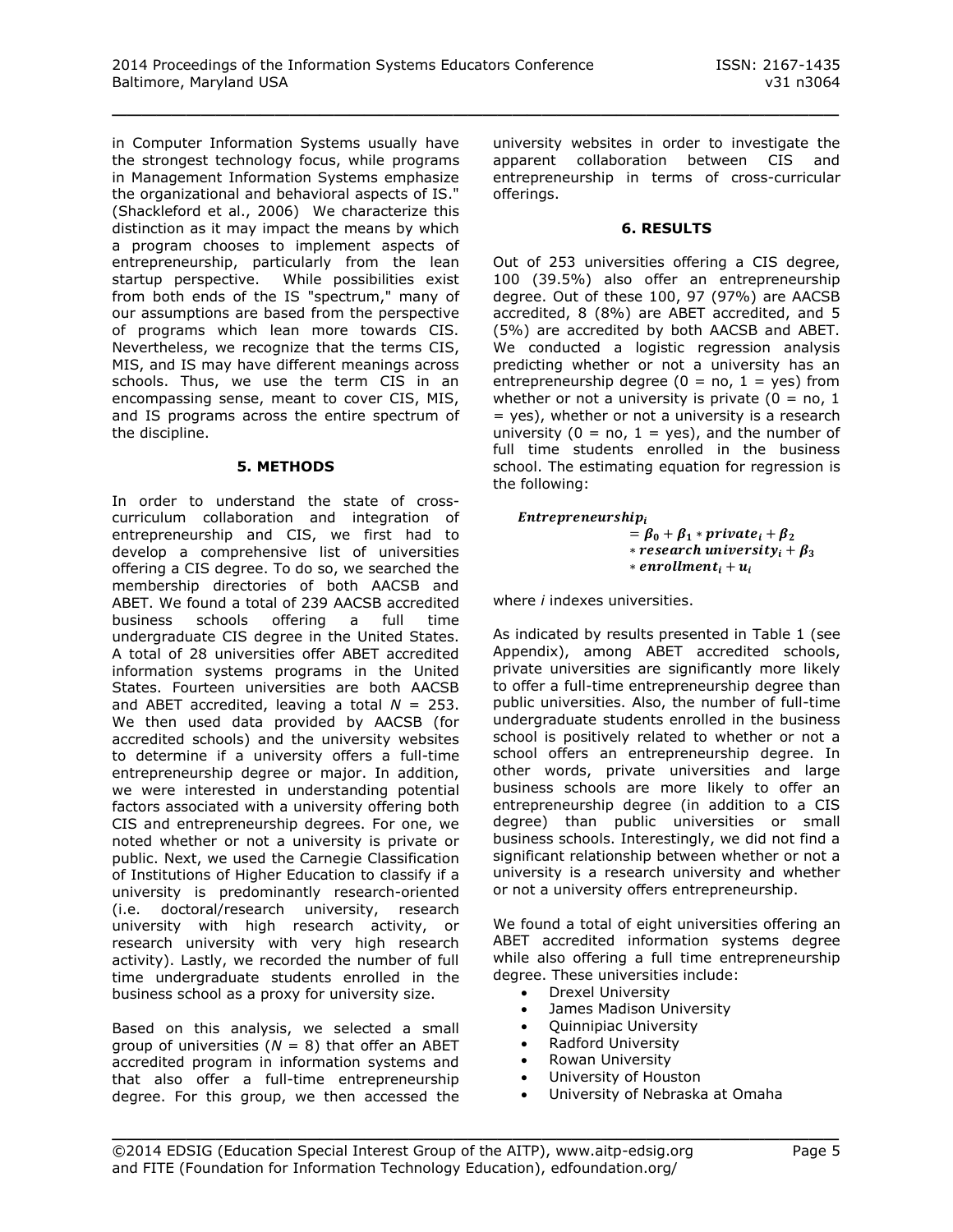in Computer Information Systems usually have the strongest technology focus, while programs in Management Information Systems emphasize the organizational and behavioral aspects of IS." (Shackleford et al., 2006) We characterize this distinction as it may impact the means by which a program chooses to implement aspects of entrepreneurship, particularly from the lean startup perspective. While possibilities exist from both ends of the IS "spectrum," many of our assumptions are based from the perspective of programs which lean more towards CIS. Nevertheless, we recognize that the terms CIS, MIS, and IS may have different meanings across schools. Thus, we use the term CIS in an encompassing sense, meant to cover CIS, MIS, and IS programs across the entire spectrum of the discipline.

## 5. METHODS

In order to understand the state of cross-curriculum collaboration and integration of entrepreneurship and CIS, we first had to develop a comprehensive list of universities offering a CIS degree. To do so, we searched the membership directories of both AACSB and ABET. We found a total of 239 AACSB accredited business schools offering a full time undergraduate CIS degree in the United States. A total of 28 universities offer ABET accredited information systems programs in the United States. Fourteen universities are both AACSB and ABET accredited, leaving a total $N$ = 253. We then used data provided by AACSB (for accredited schools) and the university websites to determine if a university offers a full-time entrepreneurship degree or major. In addition, we were interested in understanding potential factors associated with a university offering both CIS and entrepreneurship degrees. For one, we noted whether or not a university is private or public. Next, we used the Carnegie Classification of Institutions of Higher Education to classify if a university is predominantly research-oriented (i.e. doctoral/research university, research university with high research activity, or research university with very high research activity). Lastly, we recorded the number of full time undergraduate students enrolled in the business school as a proxy for university size.

Based on this analysis, we selected a small group of universities ($N$ = 8) that offer an ABET accredited program in information systems and that also offer a full-time entrepreneurship degree. For this group, we then accessed the university websites in order to investigate the apparent collaboration between CIS and entrepreneurship in terms of cross-curricular offerings.

## 6. RESULTS

Out of 253 universities offering a CIS degree, 100 (39.5%) also offer an entrepreneurship degree. Out of these 100, 97 (97%) are AACSB accredited, 8 (8%) are ABET accredited, and 5 (5%) are accredited by both AACSB and ABET. We conducted a logistic regression analysis predicting whether or not a university has an entrepreneurship degree (0 = no, 1 = yes) from whether or not a university is private (0 = no, 1 = yes), whether or not a university is a research university (0 = no, 1 = yes), and the number of full time students enrolled in the business school. The estimating equation for regression is the following:

$$\boldsymbol{Entrepreneurship_i} = \boldsymbol{\beta_0} + \boldsymbol{\beta_1} * \boldsymbol{private_i} + \boldsymbol{\beta_2} * \boldsymbol{research\ university_i} + \boldsymbol{\beta_3} * \boldsymbol{enrollment_i} + \boldsymbol{u_i}$$

where $i$ indexes universities.

As indicated by results presented in Table 1 (see Appendix), among ABET accredited schools, private universities are significantly more likely to offer a full-time entrepreneurship degree than public universities. Also, the number of full-time undergraduate students enrolled in the business school is positively related to whether or not a school offers an entrepreneurship degree. In other words, private universities and large business schools are more likely to offer an entrepreneurship degree (in addition to a CIS degree) than public universities or small business schools. Interestingly, we did not find a significant relationship between whether or not a university is a research university and whether or not a university offers entrepreneurship.

We found a total of eight universities offering an ABET accredited information systems degree while also offering a full time entrepreneurship degree. These universities include:

- Drexel University
- James Madison University
- Quinnipiac University
- Radford University
- Rowan University
- University of Houston
- University of Nebraska at Omaha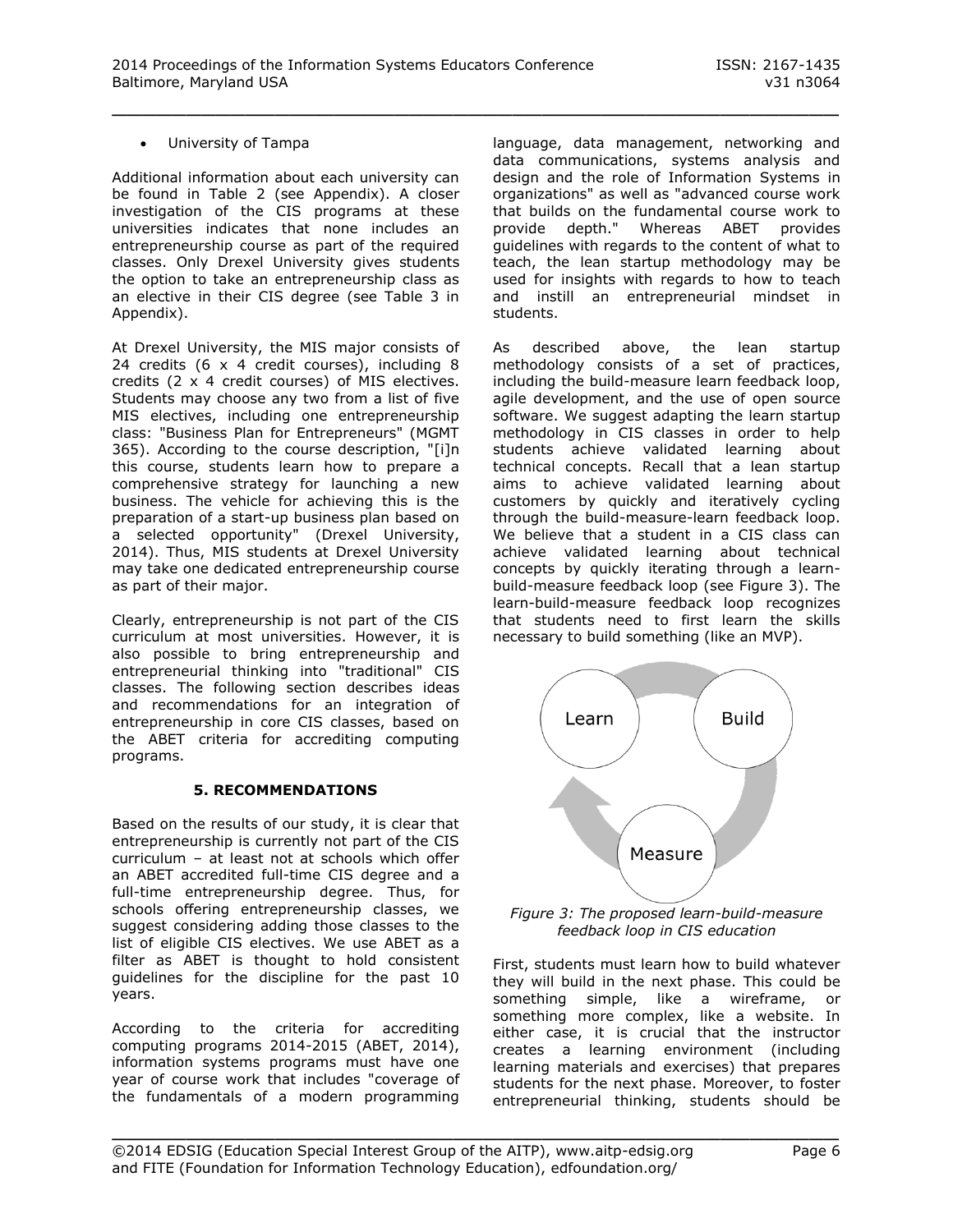- University of Tampa

Additional information about each university can be found in Table 2 (see Appendix). A closer investigation of the CIS programs at these universities indicates that none includes an entrepreneurship course as part of the required classes. Only Drexel University gives students the option to take an entrepreneurship class as an elective in their CIS degree (see Table 3 in Appendix).

At Drexel University, the MIS major consists of 24 credits (6 x 4 credit courses), including 8 credits (2 x 4 credit courses) of MIS electives. Students may choose any two from a list of five MIS electives, including one entrepreneurship class: "Business Plan for Entrepreneurs" (MGMT 365). According to the course description, "[i]n this course, students learn how to prepare a comprehensive strategy for launching a new business. The vehicle for achieving this is the preparation of a start-up business plan based on a selected opportunity" (Drexel University, 2014). Thus, MIS students at Drexel University may take one dedicated entrepreneurship course as part of their major.

Clearly, entrepreneurship is not part of the CIS curriculum at most universities. However, it is also possible to bring entrepreneurship and entrepreneurial thinking into "traditional" CIS classes. The following section describes ideas and recommendations for an integration of entrepreneurship in core CIS classes, based on the ABET criteria for accrediting computing programs.

## 5. RECOMMENDATIONS

Based on the results of our study, it is clear that entrepreneurship is currently not part of the CIS curriculum – at least not at schools which offer an ABET accredited full-time CIS degree and a full-time entrepreneurship degree. Thus, for schools offering entrepreneurship classes, we suggest considering adding those classes to the list of eligible CIS electives. We use ABET as a filter as ABET is thought to hold consistent guidelines for the discipline for the past 10 years.

According to the criteria for accrediting computing programs 2014-2015 (ABET, 2014), information systems programs must have one year of course work that includes "coverage of the fundamentals of a modern programming language, data management, networking and data communications, systems analysis and design and the role of Information Systems in organizations" as well as "advanced course work that builds on the fundamental course work to provide depth." Whereas ABET provides guidelines with regards to the content of what to teach, the lean startup methodology may be used for insights with regards to how to teach and instill an entrepreneurial mindset in students.

As described above, the lean startup methodology consists of a set of practices, including the build-measure learn feedback loop, agile development, and the use of open source software. We suggest adapting the learn startup methodology in CIS classes in order to help students achieve validated learning about technical concepts. Recall that a lean startup aims to achieve validated learning about customers by quickly and iteratively cycling through the build-measure-learn feedback loop. We believe that a student in a CIS class can achieve validated learning about technical concepts by quickly iterating through a learn-build-measure feedback loop (see Figure 3). The learn-build-measure feedback loop recognizes that students need to first learn the skills necessary to build something (like an MVP).

*Figure 3: The proposed learn-build-measure feedback loop in CIS education*

First, students must learn how to build whatever they will build in the next phase. This could be something simple, like a wireframe, or something more complex, like a website. In either case, it is crucial that the instructor creates a learning environment (including learning materials and exercises) that prepares students for the next phase. Moreover, to foster entrepreneurial thinking, students should be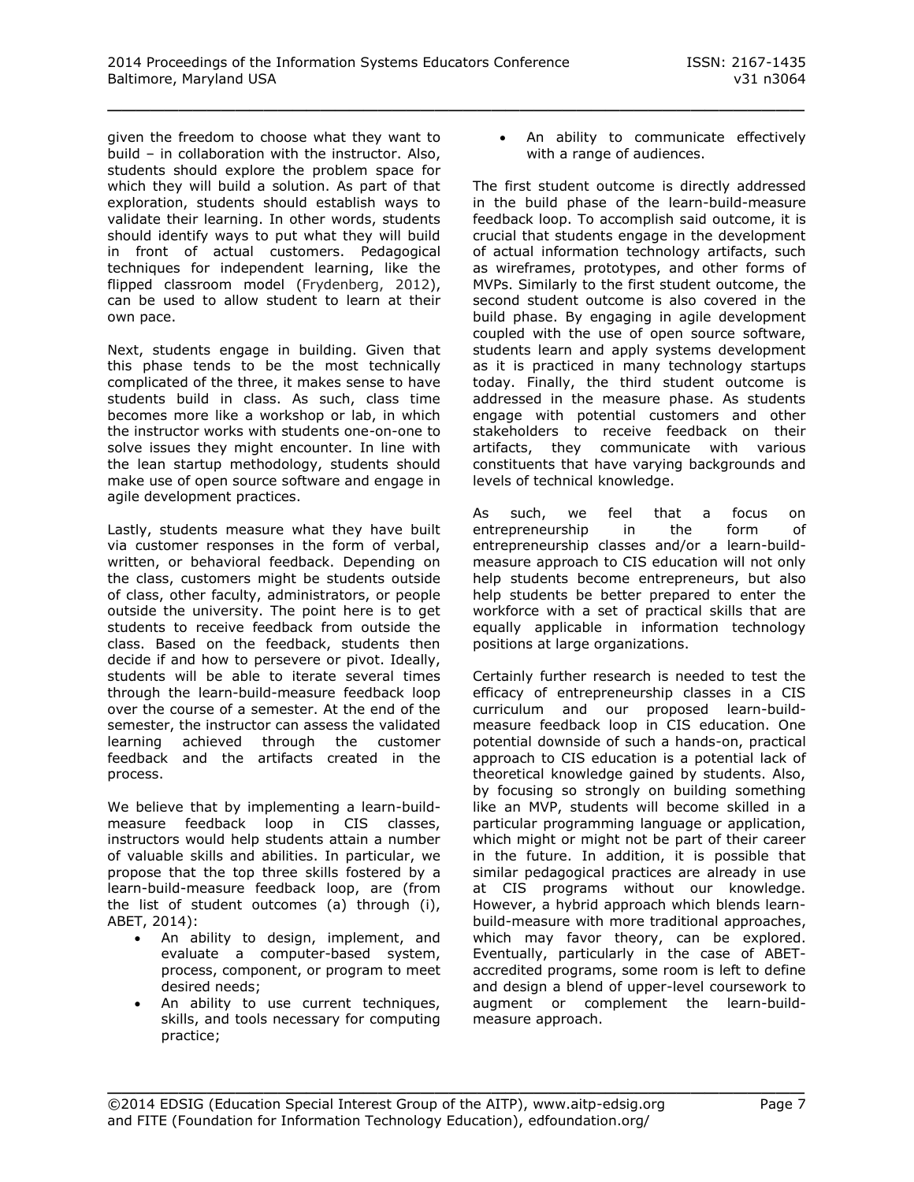given the freedom to choose what they want to build – in collaboration with the instructor. Also, students should explore the problem space for which they will build a solution. As part of that exploration, students should establish ways to validate their learning. In other words, students should identify ways to put what they will build in front of actual customers. Pedagogical techniques for independent learning, like the flipped classroom model (Frydenberg, 2012), can be used to allow student to learn at their own pace.

Next, students engage in building. Given that this phase tends to be the most technically complicated of the three, it makes sense to have students build in class. As such, class time becomes more like a workshop or lab, in which the instructor works with students one-on-one to solve issues they might encounter. In line with the lean startup methodology, students should make use of open source software and engage in agile development practices.

Lastly, students measure what they have built via customer responses in the form of verbal, written, or behavioral feedback. Depending on the class, customers might be students outside of class, other faculty, administrators, or people outside the university. The point here is to get students to receive feedback from outside the class. Based on the feedback, students then decide if and how to persevere or pivot. Ideally, students will be able to iterate several times through the learn-build-measure feedback loop over the course of a semester. At the end of the semester, the instructor can assess the validated learning achieved through the customer feedback and the artifacts created in the process.

We believe that by implementing a learn-build-measure feedback loop in CIS classes, instructors would help students attain a number of valuable skills and abilities. In particular, we propose that the top three skills fostered by a learn-build-measure feedback loop, are (from the list of student outcomes (a) through (i), ABET, 2014):

- An ability to design, implement, and evaluate a computer-based system, process, component, or program to meet desired needs;
- An ability to use current techniques, skills, and tools necessary for computing practice;
- An ability to communicate effectively with a range of audiences.

The first student outcome is directly addressed in the build phase of the learn-build-measure feedback loop. To accomplish said outcome, it is crucial that students engage in the development of actual information technology artifacts, such as wireframes, prototypes, and other forms of MVPs. Similarly to the first student outcome, the second student outcome is also covered in the build phase. By engaging in agile development coupled with the use of open source software, students learn and apply systems development as it is practiced in many technology startups today. Finally, the third student outcome is addressed in the measure phase. As students engage with potential customers and other stakeholders to receive feedback on their artifacts, they communicate with various constituents that have varying backgrounds and levels of technical knowledge.

As such, we feel that a focus on entrepreneurship in the form of entrepreneurship classes and/or a learn-build-measure approach to CIS education will not only help students become entrepreneurs, but also help students be better prepared to enter the workforce with a set of practical skills that are equally applicable in information technology positions at large organizations.

Certainly further research is needed to test the efficacy of entrepreneurship classes in a CIS curriculum and our proposed learn-build-measure feedback loop in CIS education. One potential downside of such a hands-on, practical approach to CIS education is a potential lack of theoretical knowledge gained by students. Also, by focusing so strongly on building something like an MVP, students will become skilled in a particular programming language or application, which might or might not be part of their career in the future. In addition, it is possible that similar pedagogical practices are already in use at CIS programs without our knowledge. However, a hybrid approach which blends learn-build-measure with more traditional approaches, which may favor theory, can be explored. Eventually, particularly in the case of ABET-accredited programs, some room is left to define and design a blend of upper-level coursework to augment or complement the learn-build-measure approach.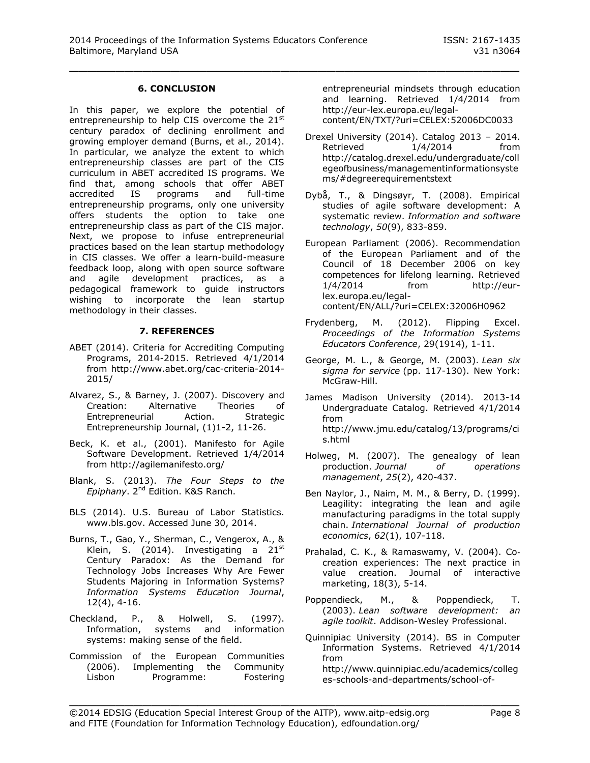## 6. CONCLUSION

In this paper, we explore the potential of entrepreneurship to help CIS overcome the 21st century paradox of declining enrollment and growing employer demand (Burns, et al., 2014). In particular, we analyze the extent to which entrepreneurship classes are part of the CIS curriculum in ABET accredited IS programs. We find that, among schools that offer ABET accredited IS programs and full-time entrepreneurship programs, only one university offers students the option to take one entrepreneurship class as part of the CIS major. Next, we propose to infuse entrepreneurial practices based on the lean startup methodology in CIS classes. We offer a learn-build-measure feedback loop, along with open source software and agile development practices, as a pedagogical framework to guide instructors wishing to incorporate the lean startup methodology in their classes.

## 7. REFERENCES

ABET (2014). Criteria for Accrediting Computing Programs, 2014-2015. Retrieved 4/1/2014 from http://www.abet.org/cac-criteria-2014-2015/

Alvarez, S., & Barney, J. (2007). Discovery and Creation: Alternative Theories of Entrepreneurial Action. Strategic Entrepreneurship Journal, (1)1-2, 11-26.

Beck, K. et al., (2001). Manifesto for Agile Software Development. Retrieved 1/4/2014 from http://agilemanifesto.org/

Blank, S. (2013). *The Four Steps to the Epiphany*. 2nd Edition. K&S Ranch.

BLS (2014). U.S. Bureau of Labor Statistics. www.bls.gov. Accessed June 30, 2014.

Burns, T., Gao, Y., Sherman, C., Vengerox, A., & Klein, S. (2014). Investigating a 21st Century Paradox: As the Demand for Technology Jobs Increases Why Are Fewer Students Majoring in Information Systems? *Information Systems Education Journal*, 12(4), 4-16.

Checkland, P., & Holwell, S. (1997). Information, systems and information systems: making sense of the field.

Commission of the European Communities (2006). Implementing the Community Lisbon Programme: Fostering entrepreneurial mindsets through education and learning. Retrieved 1/4/2014 from http://eur-lex.europa.eu/legal-content/EN/TXT/?uri=CELEX:52006DC0033

Drexel University (2014). Catalog 2013 – 2014. Retrieved 1/4/2014 from http://catalog.drexel.edu/undergraduate/collegeofbusiness/managementinformationsystems/#degreerequirementstext

Dybå, T., & Dingsøyr, T. (2008). Empirical studies of agile software development: A systematic review. *Information and software technology*, *50*(9), 833-859.

European Parliament (2006). Recommendation of the European Parliament and of the Council of 18 December 2006 on key competences for lifelong learning. Retrieved 1/4/2014 from http://eur-lex.europa.eu/legal-content/EN/ALL/?uri=CELEX:32006H0962

Frydenberg, M. (2012). Flipping Excel. *Proceedings of the Information Systems Educators Conference*, 29(1914), 1-11.

George, M. L., & George, M. (2003). *Lean six sigma for service* (pp. 117-130). New York: McGraw-Hill.

James Madison University (2014). 2013-14 Undergraduate Catalog. Retrieved 4/1/2014 from http://www.jmu.edu/catalog/13/programs/cis.html

Holweg, M. (2007). The genealogy of lean production. *Journal of operations management*, *25*(2), 420-437.

Ben Naylor, J., Naim, M. M., & Berry, D. (1999). Leagility: integrating the lean and agile manufacturing paradigms in the total supply chain. *International Journal of production economics*, *62*(1), 107-118.

Prahalad, C. K., & Ramaswamy, V. (2004). Co-creation experiences: The next practice in value creation. Journal of interactive marketing, 18(3), 5-14.

Poppendieck, M., & Poppendieck, T. (2003). *Lean software development: an agile toolkit*. Addison-Wesley Professional.

Quinnipiac University (2014). BS in Computer Information Systems. Retrieved 4/1/2014 from http://www.quinnipiac.edu/academics/colleges-schools-and-departments/school-of-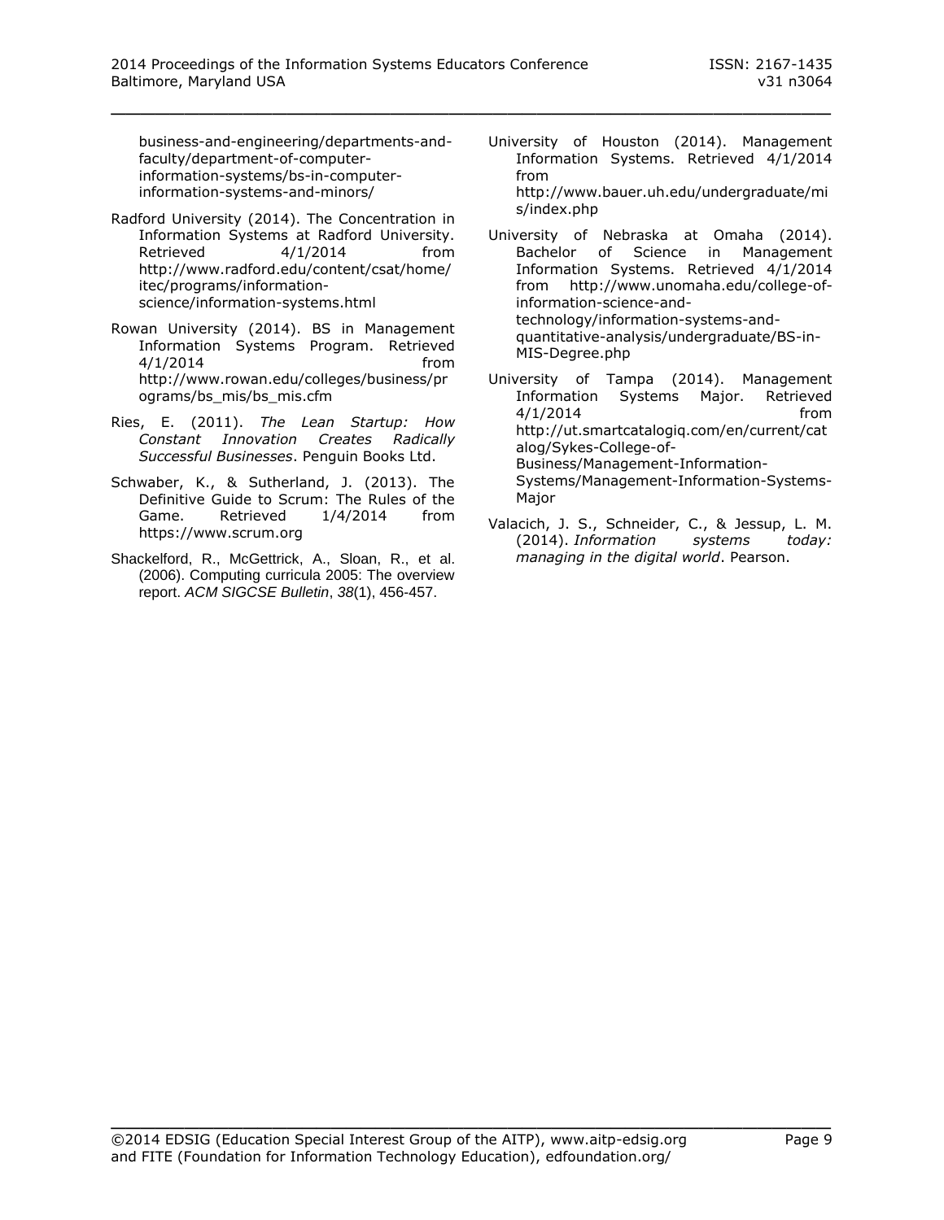business-and-engineering/departments-and-faculty/department-of-computer-information-systems/bs-in-computer-information-systems-and-minors/

Radford University (2014). The Concentration in Information Systems at Radford University. Retrieved 4/1/2014 from http://www.radford.edu/content/csat/home/itec/programs/information-science/information-systems.html

Rowan University (2014). BS in Management Information Systems Program. Retrieved 4/1/2014 from http://www.rowan.edu/colleges/business/programs/bs_mis/bs_mis.cfm

Ries, E. (2011). *The Lean Startup: How Constant Innovation Creates Radically Successful Businesses*. Penguin Books Ltd.

Schwaber, K., & Sutherland, J. (2013). The Definitive Guide to Scrum: The Rules of the Game. Retrieved 1/4/2014 from https://www.scrum.org

Shackelford, R., McGettrick, A., Sloan, R., et al. (2006). Computing curricula 2005: The overview report. *ACM SIGCSE Bulletin*, *38*(1), 456-457.

University of Houston (2014). Management Information Systems. Retrieved 4/1/2014 from http://www.bauer.uh.edu/undergraduate/mis/index.php

University of Nebraska at Omaha (2014). Bachelor of Science in Management Information Systems. Retrieved 4/1/2014 from http://www.unomaha.edu/college-of-information-science-and-technology/information-systems-and-quantitative-analysis/undergraduate/BS-in-MIS-Degree.php

University of Tampa (2014). Management Information Systems Major. Retrieved 4/1/2014 from http://ut.smartcatalogiq.com/en/current/catalog/Sykes-College-of-Business/Management-Information-Systems/Management-Information-Systems-Major

Valacich, J. S., Schneider, C., & Jessup, L. M. (2014). *Information systems today: managing in the digital world*. Pearson.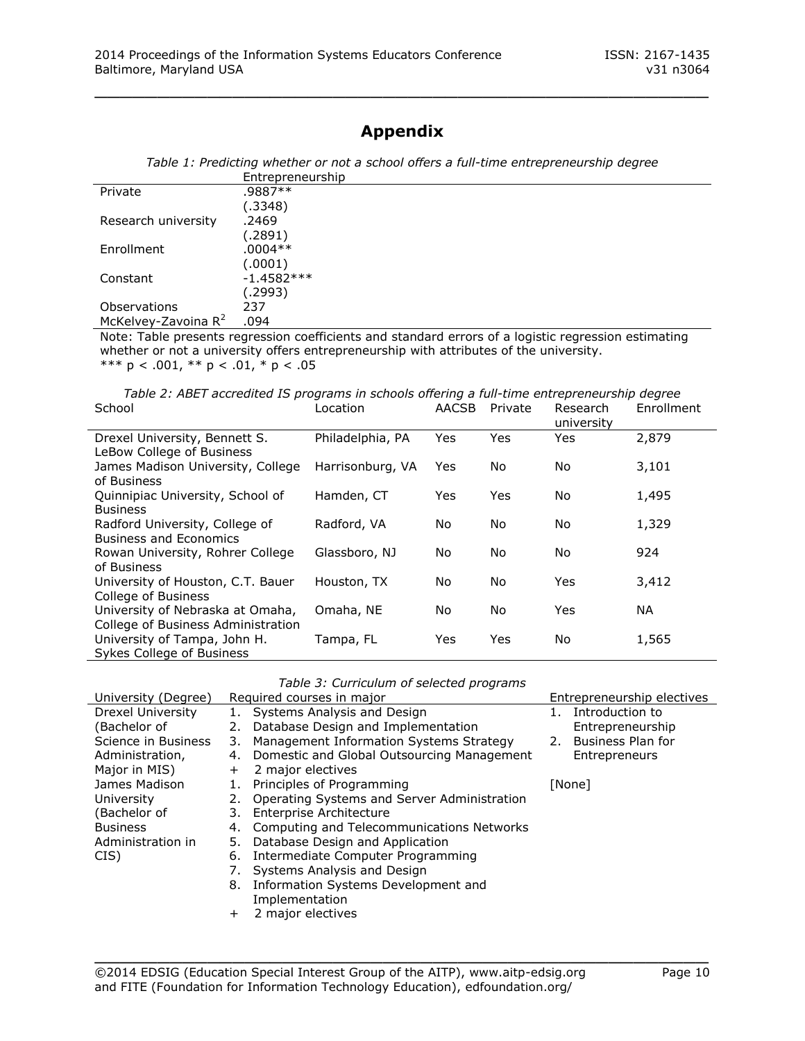# Appendix

*Table 1: Predicting whether or not a school offers a full-time entrepreneurship degree*

| | Entrepreneurship |
|---|---|
| Private | .9887** |
| | (.3348) |
| Research university | .2469 |
| | (.2891) |
| Enrollment | .0004** |
| | (.0001) |
| Constant | -1.4582*** |
| | (.2993) |
| Observations | 237 |
| McKelvey-Zavoina $R^2$ | .094 |

Note: Table presents regression coefficients and standard errors of a logistic regression estimating whether or not a university offers entrepreneurship with attributes of the university.
*** $p < .001$, ** $p < .01$, * $p < .05$

*Table 2: ABET accredited IS programs in schools offering a full-time entrepreneurship degree*

| School | Location | AACSB | Private | Research university | Enrollment |
|---|---|---|---|---|---|
| Drexel University, Bennett S. LeBow College of Business | Philadelphia, PA | Yes | Yes | Yes | 2,879 |
| James Madison University, College of Business | Harrisonburg, VA | Yes | No | No | 3,101 |
| Quinnipiac University, School of Business | Hamden, CT | Yes | Yes | No | 1,495 |
| Radford University, College of Business and Economics | Radford, VA | No | No | No | 1,329 |
| Rowan University, Rohrer College of Business | Glassboro, NJ | No | No | No | 924 |
| University of Houston, C.T. Bauer College of Business | Houston, TX | No | No | Yes | 3,412 |
| University of Nebraska at Omaha, College of Business Administration | Omaha, NE | No | No | Yes | NA |
| University of Tampa, John H. Sykes College of Business | Tampa, FL | Yes | Yes | No | 1,565 |

*Table 3: Curriculum of selected programs*

| University (Degree) | Required courses in major | Entrepreneurship electives |
|---|---|---|
| Drexel University (Bachelor of Science in Business Administration, Major in MIS) | 1. Systems Analysis and Design<br>2. Database Design and Implementation<br>3. Management Information Systems Strategy<br>4. Domestic and Global Outsourcing Management<br>+ 2 major electives | 1. Introduction to Entrepreneurship<br>2. Business Plan for Entrepreneurs |
| James Madison University (Bachelor of Business Administration in CIS) | 1. Principles of Programming<br>2. Operating Systems and Server Administration<br>3. Enterprise Architecture<br>4. Computing and Telecommunications Networks<br>5. Database Design and Application<br>6. Intermediate Computer Programming<br>7. Systems Analysis and Design<br>8. Information Systems Development and Implementation<br>+ 2 major electives | [None] |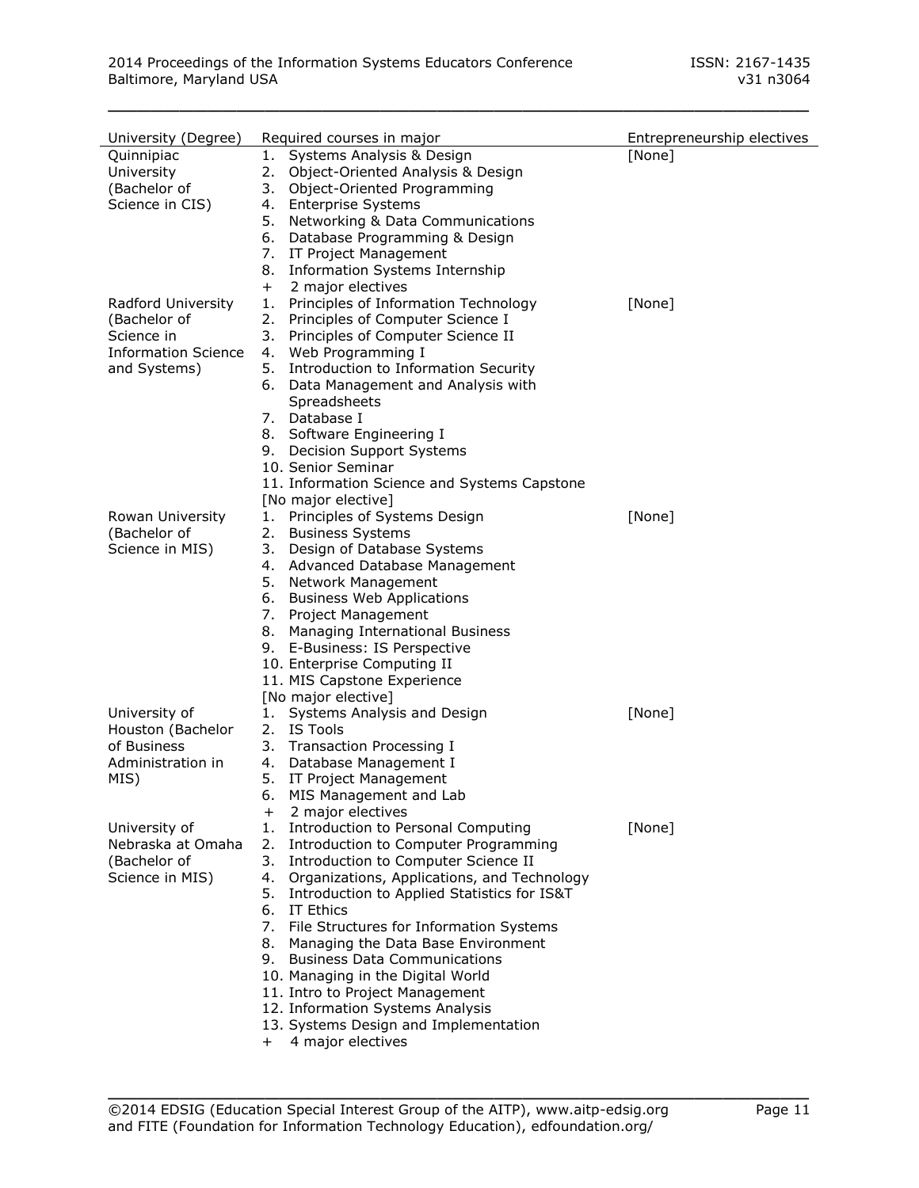| University (Degree) | Required courses in major | Entrepreneurship electives |
|---|---|---|
| Quinnipiac University (Bachelor of Science in CIS) | 1. Systems Analysis & Design<br>2. Object-Oriented Analysis & Design<br>3. Object-Oriented Programming<br>4. Enterprise Systems<br>5. Networking & Data Communications<br>6. Database Programming & Design<br>7. IT Project Management<br>8. Information Systems Internship<br>+ 2 major electives | [None] |
| Radford University (Bachelor of Science in Information Science and Systems) | 1. Principles of Information Technology<br>2. Principles of Computer Science I<br>3. Principles of Computer Science II<br>4. Web Programming I<br>5. Introduction to Information Security<br>6. Data Management and Analysis with Spreadsheets<br>7. Database I<br>8. Software Engineering I<br>9. Decision Support Systems<br>10. Senior Seminar<br>11. Information Science and Systems Capstone<br>[No major elective] | [None] |
| Rowan University (Bachelor of Science in MIS) | 1. Principles of Systems Design<br>2. Business Systems<br>3. Design of Database Systems<br>4. Advanced Database Management<br>5. Network Management<br>6. Business Web Applications<br>7. Project Management<br>8. Managing International Business<br>9. E-Business: IS Perspective<br>10. Enterprise Computing II<br>11. MIS Capstone Experience<br>[No major elective] | [None] |
| University of Houston (Bachelor of Business Administration in MIS) | 1. Systems Analysis and Design<br>2. IS Tools<br>3. Transaction Processing I<br>4. Database Management I<br>5. IT Project Management<br>6. MIS Management and Lab<br>+ 2 major electives | [None] |
| University of Nebraska at Omaha (Bachelor of Science in MIS) | 1. Introduction to Personal Computing<br>2. Introduction to Computer Programming<br>3. Introduction to Computer Science II<br>4. Organizations, Applications, and Technology<br>5. Introduction to Applied Statistics for IS&T<br>6. IT Ethics<br>7. File Structures for Information Systems<br>8. Managing the Data Base Environment<br>9. Business Data Communications<br>10. Managing in the Digital World<br>11. Intro to Project Management<br>12. Information Systems Analysis<br>13. Systems Design and Implementation<br>+ 4 major electives | [None] |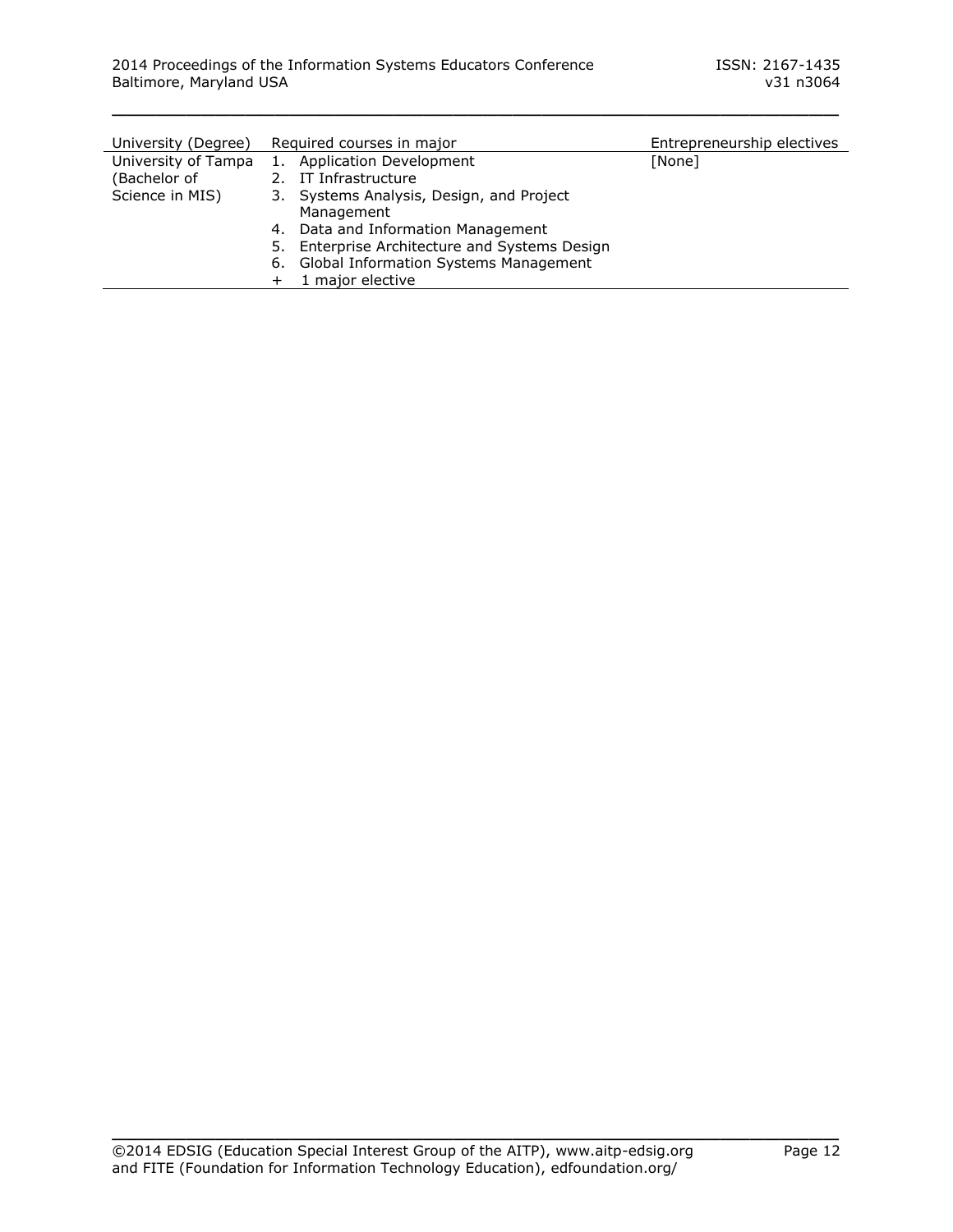| University (Degree) | Required courses in major | Entrepreneurship electives |
|---|---|---|
| University of Tampa (Bachelor of Science in MIS) | 1. Application Development<br>2. IT Infrastructure<br>3. Systems Analysis, Design, and Project Management<br>4. Data and Information Management<br>5. Enterprise Architecture and Systems Design<br>6. Global Information Systems Management<br>+ 1 major elective | [None] |